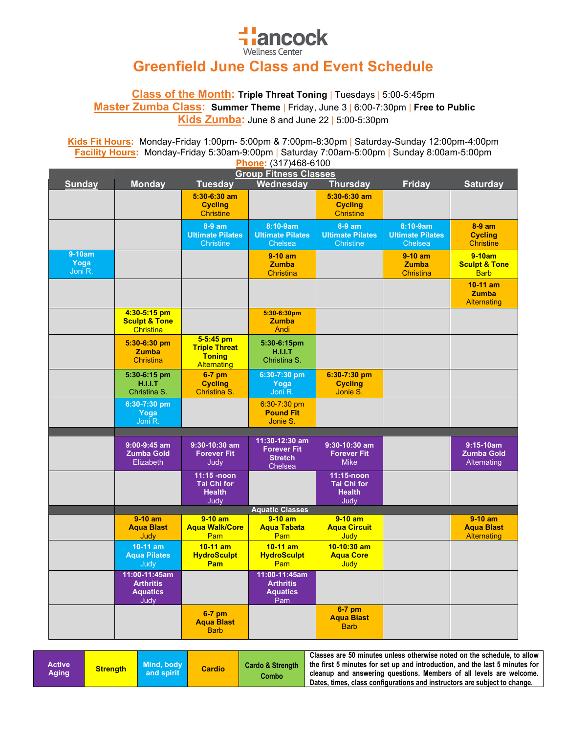# Hancock Wellness Center

## Greenfield June Class and Event Schedule

**Class of the Month:** **Triple Threat Toning** | Tuesdays | 5:00-5:45pm
**Master Zumba Class:** **Summer Theme** | Friday, June 3 | 6:00-7:30pm | **Free to Public**
**Kids Zumba:** June 8 and June 22 | 5:00-5:30pm

**Kids Fit Hours:** Monday-Friday 1:00pm- 5:00pm & 7:00pm-8:30pm | Saturday-Sunday 12:00pm-4:00pm
**Facility Hours:** Monday-Friday 5:30am-9:00pm | Saturday 7:00am-5:00pm | Sunday 8:00am-5:00pm
**Phone:** (317)468-6100

### Group Fitness Classes

| Sunday | Monday | Tuesday | Wednesday | Thursday | Friday | Saturday |
|---|---|---|---|---|---|---|
| | | **5:30-6:30 am Cycling** Christine | | **5:30-6:30 am Cycling** Christine | | |
| | | **8-9 am Ultimate Pilates** Christine | **8:10-9am Ultimate Pilates** Chelsea | **8-9 am Ultimate Pilates** Christine | **8:10-9am Ultimate Pilates** Chelsea | **8-9 am Cycling** Christine |
| **9-10am Yoga** Joni R. | | | **9-10 am Zumba** Christina | | **9-10 am Zumba** Christina | **9-10am Sculpt & Tone** Barb |
| | | | | | | **10-11 am Zumba** Alternating |
| | **4:30-5:15 pm Sculpt & Tone** Christina | | **5:30-6:30pm Zumba** Andi | | | |
| | **5:30-6:30 pm Zumba** Christina | **5-5:45 pm Triple Threat Toning** Alternating | **5:30-6:15pm H.I.I.T** Christina S. | | | |
| | **5:30-6:15 pm H.I.I.T** Christina S. | **6-7 pm Cycling** Christina S. | **6:30-7:30 pm Yoga** Joni R. | **6:30-7:30 pm Cycling** Jonie S. | | |
| | **6:30-7:30 pm Yoga** Joni R. | | 6:30-7:30 pm **Pound Fit** Jonie S. | | | |
| | **9:00-9:45 am Zumba Gold** Elizabeth | **9:30-10:30 am Forever Fit** Judy | **11:30-12:30 am Forever Fit Stretch** Chelsea | **9:30-10:30 am Forever Fit** Mike | | **9:15-10am Zumba Gold** Alternating |
| | | **11:15 -noon Tai Chi for Health** Judy | | **11:15-noon Tai Chi for Health** Judy | | |

### Aquatic Classes

| Sunday | Monday | Tuesday | Wednesday | Thursday | Friday | Saturday |
|---|---|---|---|---|---|---|
| | **9-10 am Aqua Blast** Judy | **9-10 am Aqua Walk/Core** Pam | **9-10 am Aqua Tabata** Pam | **9-10 am Aqua Circuit** Judy | | **9-10 am Aqua Blast** Alternating |
| | **10-11 am Aqua Pilates** Judy | **10-11 am HydroSculpt Pam** | **10-11 am HydroSculpt** Pam | **10-10:30 am Aqua Core** Judy | | |
| | **11:00-11:45am Arthritis Aquatics** Judy | | **11:00-11:45am Arthritis Aquatics** Pam | | | |
| | | **6-7 pm Aqua Blast** Barb | | **6-7 pm Aqua Blast** Barb | | |

| Active Aging | Strength | Mind, body and spirit | Cardio | Cardo & Strength Combo |
|---|---|---|---|---|

**Classes are 50 minutes unless otherwise noted on the schedule, to allow the first 5 minutes for set up and introduction, and the last 5 minutes for cleanup and answering questions. Members of all levels are welcome. Dates, times, class configurations and instructors are subject to change.**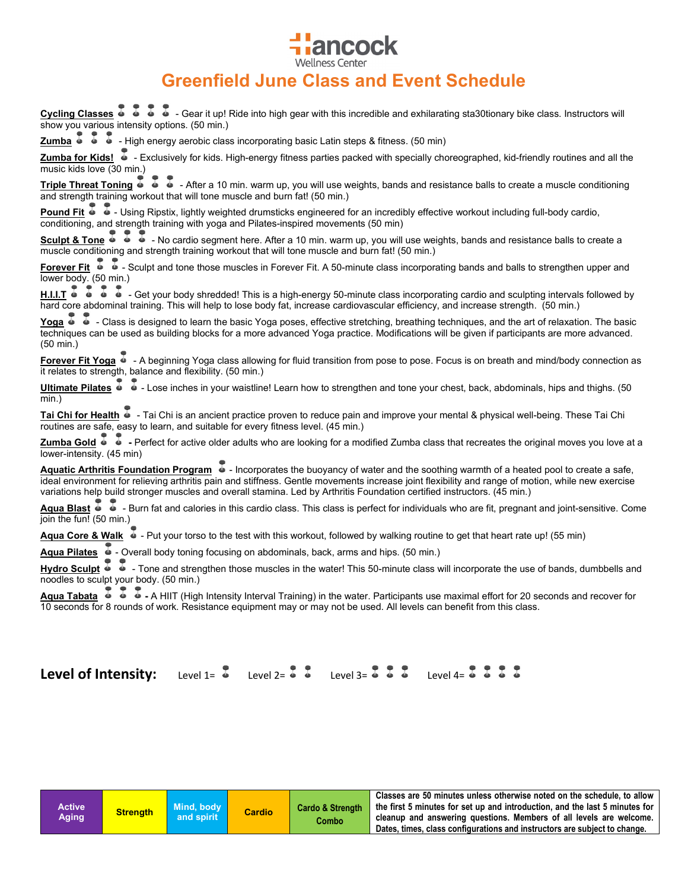Hancock Wellness Center

# Greenfield June Class and Event Schedule

**Cycling Classes** (Level 4) - Gear it up! Ride into high gear with this incredible and exhilarating sta30tionary bike class. Instructors will show you various intensity options. (50 min.)

**Zumba** (Level 3) - High energy aerobic class incorporating basic Latin steps & fitness. (50 min)

**Zumba for Kids!** (Level 1) - Exclusively for kids. High-energy fitness parties packed with specially choreographed, kid-friendly routines and all the music kids love (30 min.)

**Triple Threat Toning** (Level 3) - After a 10 min. warm up, you will use weights, bands and resistance balls to create a muscle conditioning and strength training workout that will tone muscle and burn fat! (50 min.)

**Pound Fit** (Level 2) - Using Ripstix, lightly weighted drumsticks engineered for an incredibly effective workout including full-body cardio, conditioning, and strength training with yoga and Pilates-inspired movements (50 min)

**Sculpt & Tone** (Level 3) - No cardio segment here. After a 10 min. warm up, you will use weights, bands and resistance balls to create a muscle conditioning and strength training workout that will tone muscle and burn fat! (50 min.)

**Forever Fit** (Level 2) - Sculpt and tone those muscles in Forever Fit. A 50-minute class incorporating bands and balls to strengthen upper and lower body. (50 min.)

**H.I.I.T** (Level 4) - Get your body shredded! This is a high-energy 50-minute class incorporating cardio and sculpting intervals followed by hard core abdominal training. This will help to lose body fat, increase cardiovascular efficiency, and increase strength. (50 min.)

**Yoga** (Level 2) - Class is designed to learn the basic Yoga poses, effective stretching, breathing techniques, and the art of relaxation. The basic techniques can be used as building blocks for a more advanced Yoga practice. Modifications will be given if participants are more advanced. (50 min.)

**Forever Fit Yoga** (Level 1) - A beginning Yoga class allowing for fluid transition from pose to pose. Focus is on breath and mind/body connection as it relates to strength, balance and flexibility. (50 min.)

**Ultimate Pilates** (Level 2) - Lose inches in your waistline! Learn how to strengthen and tone your chest, back, abdominals, hips and thighs. (50 min.)

**Tai Chi for Health** (Level 1) - Tai Chi is an ancient practice proven to reduce pain and improve your mental & physical well-being. These Tai Chi routines are safe, easy to learn, and suitable for every fitness level. (45 min.)

**Zumba Gold** (Level 2) - Perfect for active older adults who are looking for a modified Zumba class that recreates the original moves you love at a lower-intensity. (45 min)

**Aquatic Arthritis Foundation Program** (Level 1) - Incorporates the buoyancy of water and the soothing warmth of a heated pool to create a safe, ideal environment for relieving arthritis pain and stiffness. Gentle movements increase joint flexibility and range of motion, while new exercise variations help build stronger muscles and overall stamina. Led by Arthritis Foundation certified instructors. (45 min.)

**Aqua Blast** (Level 2) - Burn fat and calories in this cardio class. This class is perfect for individuals who are fit, pregnant and joint-sensitive. Come join the fun! (50 min.)

**Aqua Core & Walk** (Level 1) - Put your torso to the test with this workout, followed by walking routine to get that heart rate up! (55 min)

**Aqua Pilates** (Level 1) - Overall body toning focusing on abdominals, back, arms and hips. (50 min.)

**Hydro Sculpt** (Level 2) - Tone and strengthen those muscles in the water! This 50-minute class will incorporate the use of bands, dumbbells and noodles to sculpt your body. (50 min.)

**Aqua Tabata** (Level 3) - A HIIT (High Intensity Interval Training) in the water. Participants use maximal effort for 20 seconds and recover for 10 seconds for 8 rounds of work. Resistance equipment may or may not be used. All levels can benefit from this class.

## Level of Intensity:

Level 1= (1 icon) Level 2= (2 icons) Level 3= (3 icons) Level 4= (4 icons)

| | | | | | |
|---|---|---|---|---|---|
| Active Aging | Strength | Mind, body and spirit | Cardio | Cardio & Strength Combo | Classes are 50 minutes unless otherwise noted on the schedule, to allow the first 5 minutes for set up and introduction, and the last 5 minutes for cleanup and answering questions. Members of all levels are welcome. Dates, times, class configurations and instructors are subject to change. |